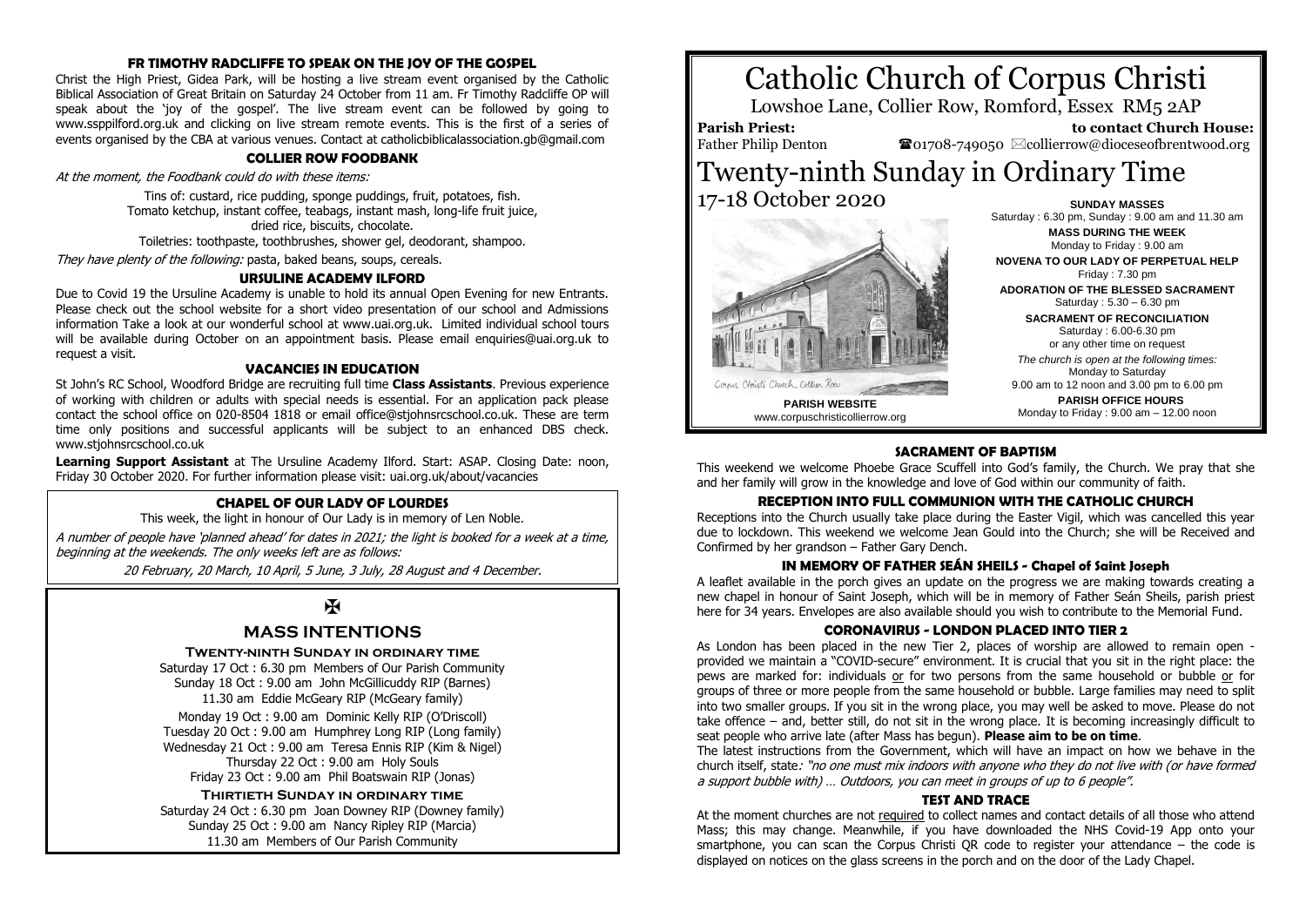## FR TIMOTHY RADCLIFFE TO SPEAK ON THE JOY OF THE GOSPEL

Christ the High Priest, Gidea Park, will be hosting a live stream event organised by the Catholic Biblical Association of Great Britain on Saturday 24 October from 11 am. Fr Timothy Radcliffe OP will speak about the 'joy of the gospel'. The live stream event can be followed by going to www.ssppilford.org.uk and clicking on live stream remote events. This is the first of a series of events organised by the CBA at various venues. Contact at catholicbiblicalassociation.gb@gmail.com

## COLLIER ROW FOODBANK

*At the moment, the Foodbank could do with these items:*

Tins of: custard, rice pudding, sponge puddings, fruit, potatoes, fish.
Tomato ketchup, instant coffee, teabags, instant mash, long-life fruit juice, dried rice, biscuits, chocolate.
Toiletries: toothpaste, toothbrushes, shower gel, deodorant, shampoo.

*They have plenty of the following:* pasta, baked beans, soups, cereals.

## URSULINE ACADEMY ILFORD

Due to Covid 19 the Ursuline Academy is unable to hold its annual Open Evening for new Entrants. Please check out the school website for a short video presentation of our school and Admissions information Take a look at our wonderful school at www.uai.org.uk. Limited individual school tours will be available during October on an appointment basis. Please email enquiries@uai.org.uk to request a visit.

## VACANCIES IN EDUCATION

St John's RC School, Woodford Bridge are recruiting full time **Class Assistants**. Previous experience of working with children or adults with special needs is essential. For an application pack please contact the school office on 020-8504 1818 or email office@stjohnsrcschool.co.uk. These are term time only positions and successful applicants will be subject to an enhanced DBS check. www.stjohnsrcschool.co.uk

**Learning Support Assistant** at The Ursuline Academy Ilford. Start: ASAP. Closing Date: noon, Friday 30 October 2020. For further information please visit: uai.org.uk/about/vacancies

## CHAPEL OF OUR LADY OF LOURDES

This week, the light in honour of Our Lady is in memory of Len Noble.

*A number of people have 'planned ahead' for dates in 2021; the light is booked for a week at a time, beginning at the weekends. The only weeks left are as follows:*

*20 February, 20 March, 10 April, 5 June, 3 July, 28 August and 4 December.*

✠

## MASS INTENTIONS

**Twenty-ninth Sunday in ordinary time**

Saturday 17 Oct : 6.30 pm Members of Our Parish Community
Sunday 18 Oct : 9.00 am John McGillicuddy RIP (Barnes)
11.30 am Eddie McGeary RIP (McGeary family)

Monday 19 Oct : 9.00 am Dominic Kelly RIP (O'Driscoll)
Tuesday 20 Oct : 9.00 am Humphrey Long RIP (Long family)
Wednesday 21 Oct : 9.00 am Teresa Ennis RIP (Kim & Nigel)
Thursday 22 Oct : 9.00 am Holy Souls
Friday 23 Oct : 9.00 am Phil Boatswain RIP (Jonas)

**Thirtieth Sunday in ordinary time**

Saturday 24 Oct : 6.30 pm Joan Downey RIP (Downey family)
Sunday 25 Oct : 9.00 am Nancy Ripley RIP (Marcia)
11.30 am Members of Our Parish Community

# Catholic Church of Corpus Christi

Lowshoe Lane, Collier Row, Romford, Essex RM5 2AP

**Parish Priest:** Father Philip Denton

**to contact Church House:** ☎01708-749050 ✉collierrow@dioceseofbrentwood.org

# Twenty-ninth Sunday in Ordinary Time

17-18 October 2020

Corpus Christi Church, Collier Row

**PARISH WEBSITE**
www.corpuschristicollierrow.org

**SUNDAY MASSES**
Saturday : 6.30 pm, Sunday : 9.00 am and 11.30 am

**MASS DURING THE WEEK**
Monday to Friday : 9.00 am

**NOVENA TO OUR LADY OF PERPETUAL HELP**
Friday : 7.30 pm

**ADORATION OF THE BLESSED SACRAMENT**
Saturday : 5.30 – 6.30 pm

**SACRAMENT OF RECONCILIATION**
Saturday : 6.00-6.30 pm
or any other time on request

*The church is open at the following times:*
Monday to Saturday
9.00 am to 12 noon and 3.00 pm to 6.00 pm

**PARISH OFFICE HOURS**
Monday to Friday : 9.00 am – 12.00 noon

## SACRAMENT OF BAPTISM

This weekend we welcome Phoebe Grace Scuffell into God's family, the Church. We pray that she and her family will grow in the knowledge and love of God within our community of faith.

## RECEPTION INTO FULL COMMUNION WITH THE CATHOLIC CHURCH

Receptions into the Church usually take place during the Easter Vigil, which was cancelled this year due to lockdown. This weekend we welcome Jean Gould into the Church; she will be Received and Confirmed by her grandson – Father Gary Dench.

## IN MEMORY OF FATHER SEÁN SHEILS - Chapel of Saint Joseph

A leaflet available in the porch gives an update on the progress we are making towards creating a new chapel in honour of Saint Joseph, which will be in memory of Father Seán Sheils, parish priest here for 34 years. Envelopes are also available should you wish to contribute to the Memorial Fund.

## CORONAVIRUS - LONDON PLACED INTO TIER 2

As London has been placed in the new Tier 2, places of worship are allowed to remain open - provided we maintain a "COVID-secure" environment. It is crucial that you sit in the right place: the pews are marked for: individuals or for two persons from the same household or bubble or for groups of three or more people from the same household or bubble. Large families may need to split into two smaller groups. If you sit in the wrong place, you may well be asked to move. Please do not take offence – and, better still, do not sit in the wrong place. It is becoming increasingly difficult to seat people who arrive late (after Mass has begun). **Please aim to be on time**.

The latest instructions from the Government, which will have an impact on how we behave in the church itself, state*: "no one must mix indoors with anyone who they do not live with (or have formed a support bubble with) … Outdoors, you can meet in groups of up to 6 people".*

## TEST AND TRACE

At the moment churches are not required to collect names and contact details of all those who attend Mass; this may change. Meanwhile, if you have downloaded the NHS Covid-19 App onto your smartphone, you can scan the Corpus Christi QR code to register your attendance – the code is displayed on notices on the glass screens in the porch and on the door of the Lady Chapel.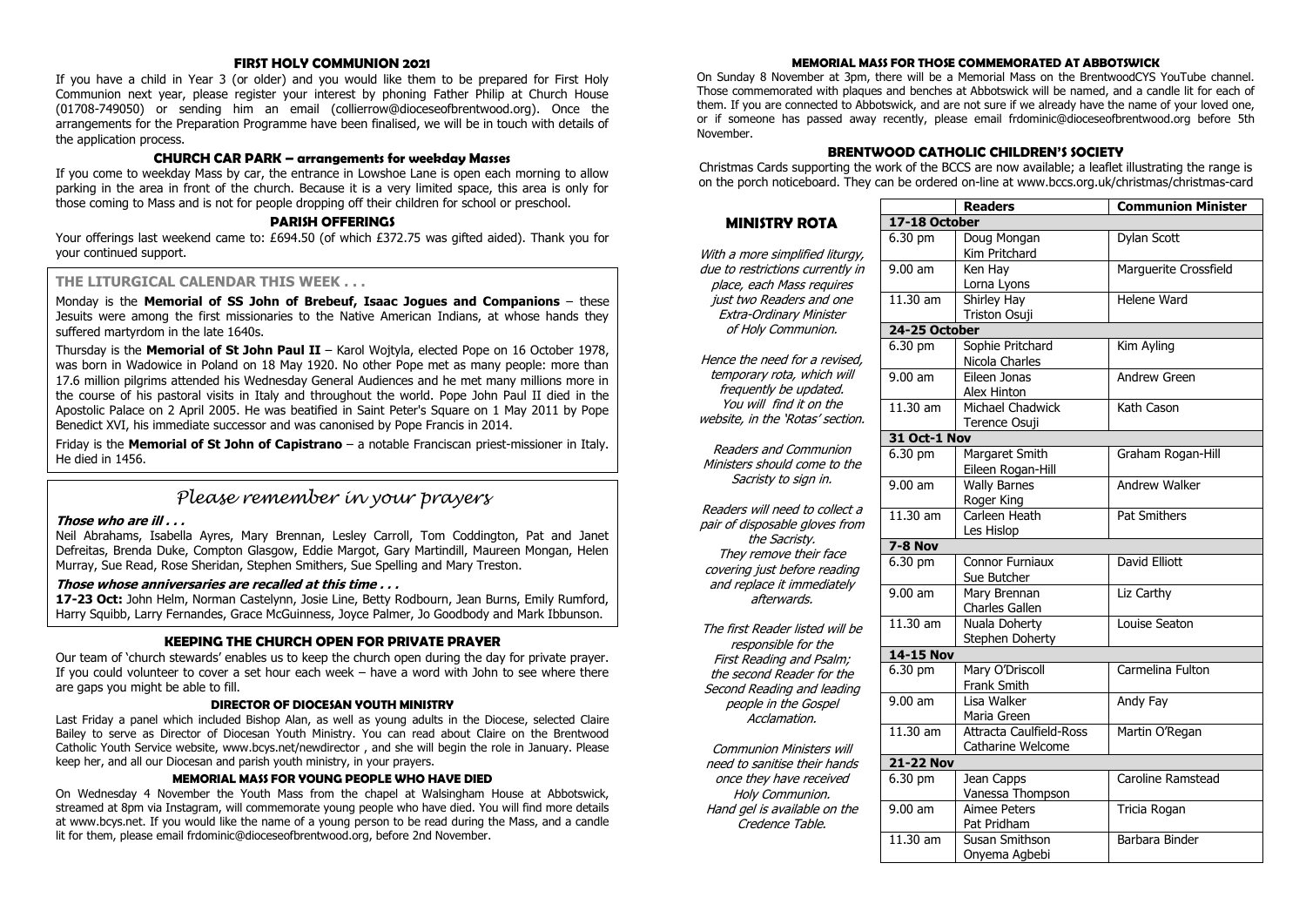## FIRST HOLY COMMUNION 2021

If you have a child in Year 3 (or older) and you would like them to be prepared for First Holy Communion next year, please register your interest by phoning Father Philip at Church House (01708-749050) or sending him an email (collierrow@dioceseofbrentwood.org). Once the arrangements for the Preparation Programme have been finalised, we will be in touch with details of the application process.

## CHURCH CAR PARK – arrangements for weekday Masses

If you come to weekday Mass by car, the entrance in Lowshoe Lane is open each morning to allow parking in the area in front of the church. Because it is a very limited space, this area is only for those coming to Mass and is not for people dropping off their children for school or preschool.

## PARISH OFFERINGS

Your offerings last weekend came to: £694.50 (of which £372.75 was gifted aided). Thank you for your continued support.

## THE LITURGICAL CALENDAR THIS WEEK . . .

Monday is the **Memorial of SS John of Brebeuf, Isaac Jogues and Companions** – these Jesuits were among the first missionaries to the Native American Indians, at whose hands they suffered martyrdom in the late 1640s.

Thursday is the **Memorial of St John Paul II** – Karol Wojtyla, elected Pope on 16 October 1978, was born in Wadowice in Poland on 18 May 1920. No other Pope met as many people: more than 17.6 million pilgrims attended his Wednesday General Audiences and he met many millions more in the course of his pastoral visits in Italy and throughout the world. Pope John Paul II died in the Apostolic Palace on 2 April 2005. He was beatified in Saint Peter's Square on 1 May 2011 by Pope Benedict XVI, his immediate successor and was canonised by Pope Francis in 2014.

Friday is the **Memorial of St John of Capistrano** – a notable Franciscan priest-missioner in Italy. He died in 1456.

## *Please remember in your prayers*

***Those who are ill . . .***

Neil Abrahams, Isabella Ayres, Mary Brennan, Lesley Carroll, Tom Coddington, Pat and Janet Defreitas, Brenda Duke, Compton Glasgow, Eddie Margot, Gary Martindill, Maureen Mongan, Helen Murray, Sue Read, Rose Sheridan, Stephen Smithers, Sue Spelling and Mary Treston.

***Those whose anniversaries are recalled at this time . . .***

**17-23 Oct:** John Helm, Norman Castelynn, Josie Line, Betty Rodbourn, Jean Burns, Emily Rumford, Harry Squibb, Larry Fernandes, Grace McGuinness, Joyce Palmer, Jo Goodbody and Mark Ibbunson.

## KEEPING THE CHURCH OPEN FOR PRIVATE PRAYER

Our team of 'church stewards' enables us to keep the church open during the day for private prayer. If you could volunteer to cover a set hour each week – have a word with John to see where there are gaps you might be able to fill.

## DIRECTOR OF DIOCESAN YOUTH MINISTRY

Last Friday a panel which included Bishop Alan, as well as young adults in the Diocese, selected Claire Bailey to serve as Director of Diocesan Youth Ministry. You can read about Claire on the Brentwood Catholic Youth Service website, www.bcys.net/newdirector , and she will begin the role in January. Please keep her, and all our Diocesan and parish youth ministry, in your prayers.

## MEMORIAL MASS FOR YOUNG PEOPLE WHO HAVE DIED

On Wednesday 4 November the Youth Mass from the chapel at Walsingham House at Abbotswick, streamed at 8pm via Instagram, will commemorate young people who have died. You will find more details at www.bcys.net. If you would like the name of a young person to be read during the Mass, and a candle lit for them, please email frdominic@dioceseofbrentwood.org, before 2nd November.

## MEMORIAL MASS FOR THOSE COMMEMORATED AT ABBOTSWICK

On Sunday 8 November at 3pm, there will be a Memorial Mass on the BrentwoodCYS YouTube channel. Those commemorated with plaques and benches at Abbotswick will be named, and a candle lit for each of them. If you are connected to Abbotswick, and are not sure if we already have the name of your loved one, or if someone has passed away recently, please email frdominic@dioceseofbrentwood.org before 5th November.

## BRENTWOOD CATHOLIC CHILDREN'S SOCIETY

Christmas Cards supporting the work of the BCCS are now available; a leaflet illustrating the range is on the porch noticeboard. They can be ordered on-line at www.bccs.org.uk/christmas/christmas-card

## MINISTRY ROTA

*With a more simplified liturgy, due to restrictions currently in place, each Mass requires just two Readers and one Extra-Ordinary Minister of Holy Communion.*

*Hence the need for a revised, temporary rota, which will frequently be updated. You will find it on the website, in the 'Rotas' section.*

*Readers and Communion Ministers should come to the Sacristy to sign in.*

*Readers will need to collect a pair of disposable gloves from the Sacristy. They remove their face covering just before reading and replace it immediately afterwards.*

*The first Reader listed will be responsible for the First Reading and Psalm; the second Reader for the Second Reading and leading people in the Gospel Acclamation.*

*Communion Ministers will need to sanitise their hands once they have received Holy Communion. Hand gel is available on the Credence Table.*

| | Readers | Communion Minister |
|---|---|---|
| **17-18 October** | | |
| 6.30 pm | Doug Mongan<br>Kim Pritchard | Dylan Scott |
| 9.00 am | Ken Hay<br>Lorna Lyons | Marguerite Crossfield |
| 11.30 am | Shirley Hay<br>Triston Osuji | Helene Ward |
| **24-25 October** | | |
| 6.30 pm | Sophie Pritchard<br>Nicola Charles | Kim Ayling |
| 9.00 am | Eileen Jonas<br>Alex Hinton | Andrew Green |
| 11.30 am | Michael Chadwick<br>Terence Osuji | Kath Cason |
| **31 Oct-1 Nov** | | |
| 6.30 pm | Margaret Smith<br>Eileen Rogan-Hill | Graham Rogan-Hill |
| 9.00 am | Wally Barnes<br>Roger King | Andrew Walker |
| 11.30 am | Carleen Heath<br>Les Hislop | Pat Smithers |
| **7-8 Nov** | | |
| 6.30 pm | Connor Furniaux<br>Sue Butcher | David Elliott |
| 9.00 am | Mary Brennan<br>Charles Gallen | Liz Carthy |
| 11.30 am | Nuala Doherty<br>Stephen Doherty | Louise Seaton |
| **14-15 Nov** | | |
| 6.30 pm | Mary O'Driscoll<br>Frank Smith | Carmelina Fulton |
| 9.00 am | Lisa Walker<br>Maria Green | Andy Fay |
| 11.30 am | Attracta Caulfield-Ross<br>Catharine Welcome | Martin O'Regan |
| **21-22 Nov** | | |
| 6.30 pm | Jean Capps<br>Vanessa Thompson | Caroline Ramstead |
| 9.00 am | Aimee Peters<br>Pat Pridham | Tricia Rogan |
| 11.30 am | Susan Smithson<br>Onyema Agbebi | Barbara Binder |